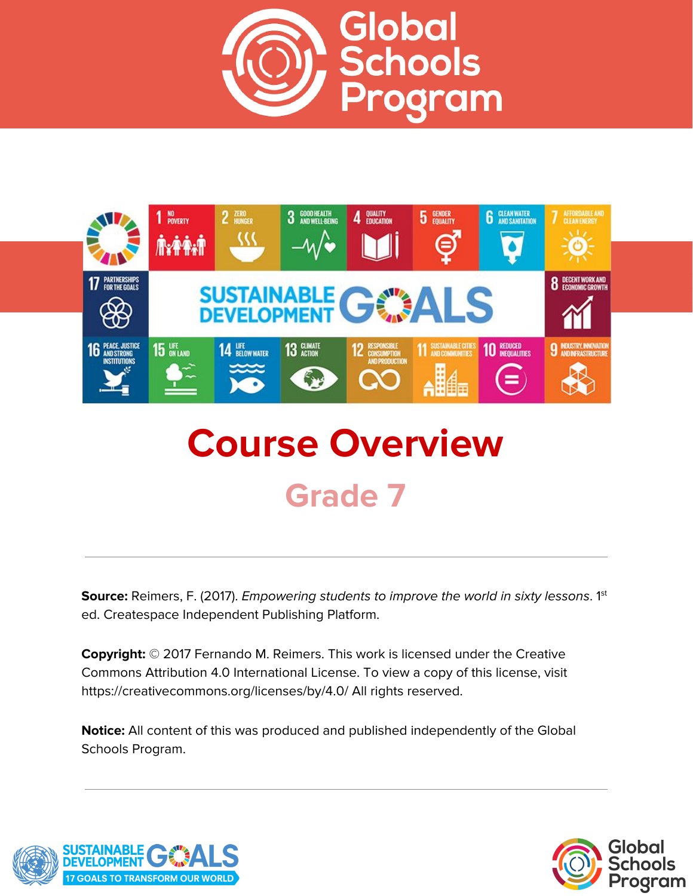# Global Schools Program

# Course Overview

## Grade 7

---

**Source:** Reimers, F. (2017). *Empowering students to improve the world in sixty lessons*. 1st ed. Createspace Independent Publishing Platform.

**Copyright:** © 2017 Fernando M. Reimers. This work is licensed under the Creative Commons Attribution 4.0 International License. To view a copy of this license, visit https://creativecommons.org/licenses/by/4.0/ All rights reserved.

**Notice:** All content of this was produced and published independently of the Global Schools Program.

---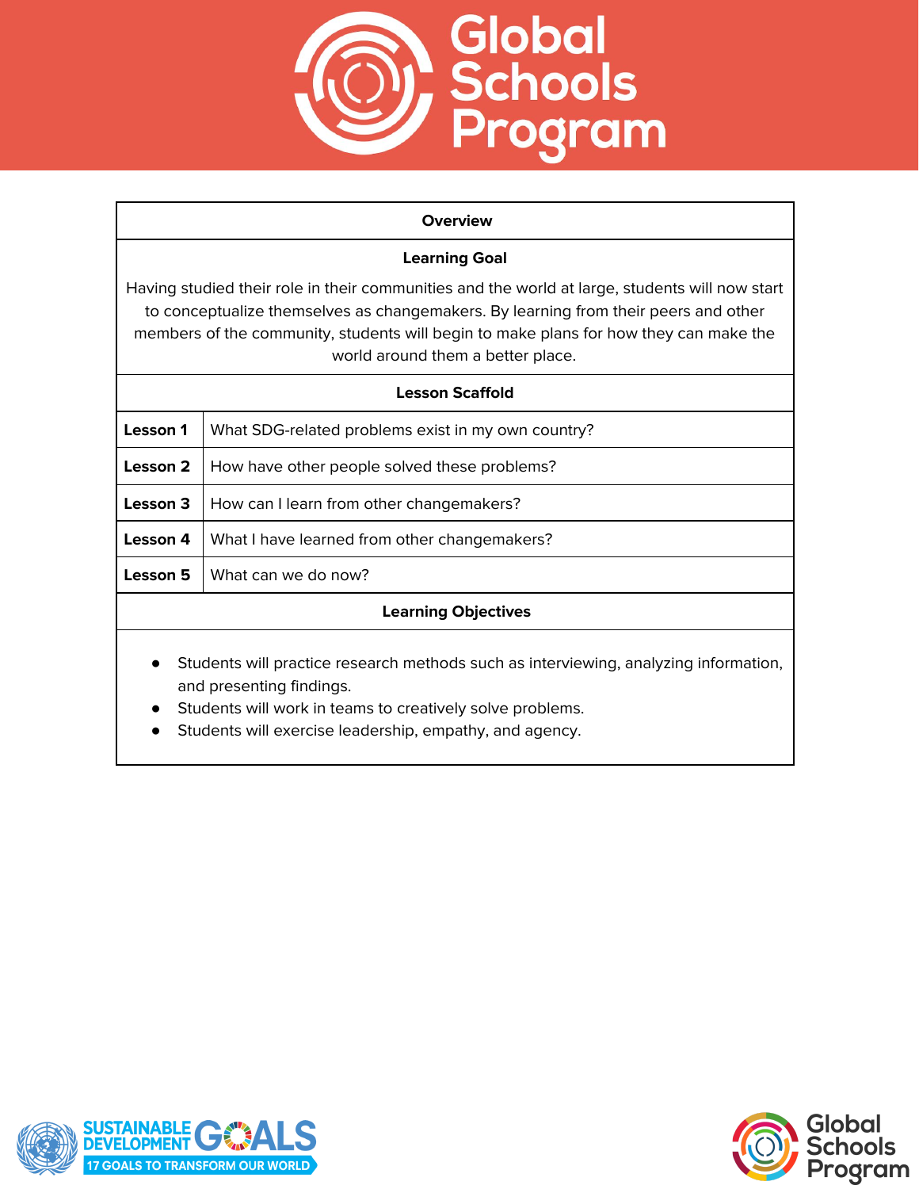| Overview | |
|---|---|
| **Learning Goal** | |
| Having studied their role in their communities and the world at large, students will now start to conceptualize themselves as changemakers. By learning from their peers and other members of the community, students will begin to make plans for how they can make the world around them a better place. | |
| **Lesson Scaffold** | |
| **Lesson 1** | What SDG-related problems exist in my own country? |
| **Lesson 2** | How have other people solved these problems? |
| **Lesson 3** | How can I learn from other changemakers? |
| **Lesson 4** | What I have learned from other changemakers? |
| **Lesson 5** | What can we do now? |
| **Learning Objectives** | |

- Students will practice research methods such as interviewing, analyzing information, and presenting findings.
- Students will work in teams to creatively solve problems.
- Students will exercise leadership, empathy, and agency.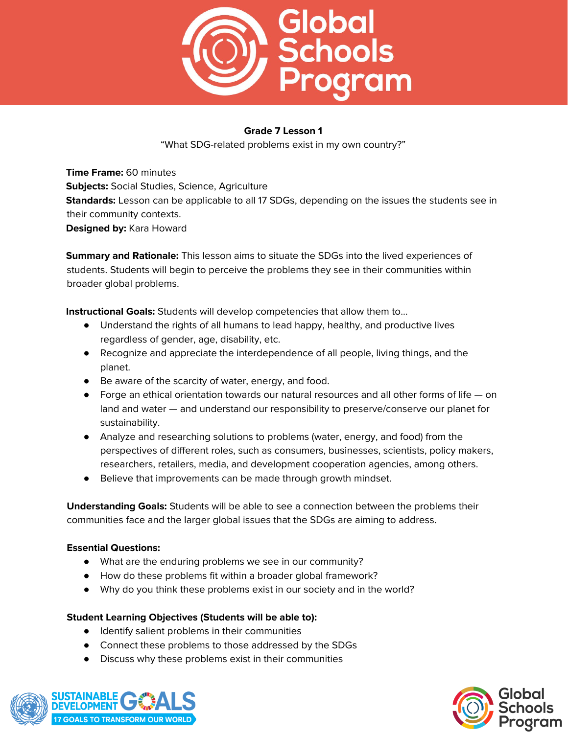**Grade 7 Lesson 1**

"What SDG-related problems exist in my own country?"

**Time Frame:** 60 minutes
**Subjects:** Social Studies, Science, Agriculture
**Standards:** Lesson can be applicable to all 17 SDGs, depending on the issues the students see in their community contexts.
**Designed by:** Kara Howard

**Summary and Rationale:** This lesson aims to situate the SDGs into the lived experiences of students. Students will begin to perceive the problems they see in their communities within broader global problems.

**Instructional Goals:** Students will develop competencies that allow them to...

- Understand the rights of all humans to lead happy, healthy, and productive lives regardless of gender, age, disability, etc.
- Recognize and appreciate the interdependence of all people, living things, and the planet.
- Be aware of the scarcity of water, energy, and food.
- Forge an ethical orientation towards our natural resources and all other forms of life — on land and water — and understand our responsibility to preserve/conserve our planet for sustainability.
- Analyze and researching solutions to problems (water, energy, and food) from the perspectives of different roles, such as consumers, businesses, scientists, policy makers, researchers, retailers, media, and development cooperation agencies, among others.
- Believe that improvements can be made through growth mindset.

**Understanding Goals:** Students will be able to see a connection between the problems their communities face and the larger global issues that the SDGs are aiming to address.

**Essential Questions:**

- What are the enduring problems we see in our community?
- How do these problems fit within a broader global framework?
- Why do you think these problems exist in our society and in the world?

**Student Learning Objectives (Students will be able to):**

- Identify salient problems in their communities
- Connect these problems to those addressed by the SDGs
- Discuss why these problems exist in their communities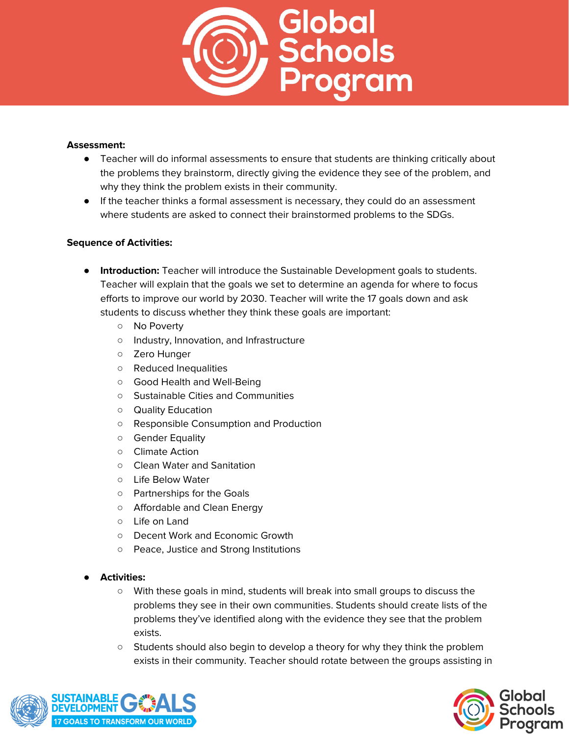**Assessment:**

- Teacher will do informal assessments to ensure that students are thinking critically about the problems they brainstorm, directly giving the evidence they see of the problem, and why they think the problem exists in their community.
- If the teacher thinks a formal assessment is necessary, they could do an assessment where students are asked to connect their brainstormed problems to the SDGs.

**Sequence of Activities:**

- **Introduction:** Teacher will introduce the Sustainable Development goals to students. Teacher will explain that the goals we set to determine an agenda for where to focus efforts to improve our world by 2030. Teacher will write the 17 goals down and ask students to discuss whether they think these goals are important:
  - No Poverty
  - Industry, Innovation, and Infrastructure
  - Zero Hunger
  - Reduced Inequalities
  - Good Health and Well-Being
  - Sustainable Cities and Communities
  - Quality Education
  - Responsible Consumption and Production
  - Gender Equality
  - Climate Action
  - Clean Water and Sanitation
  - Life Below Water
  - Partnerships for the Goals
  - Affordable and Clean Energy
  - Life on Land
  - Decent Work and Economic Growth
  - Peace, Justice and Strong Institutions

- **Activities:**
  - With these goals in mind, students will break into small groups to discuss the problems they see in their own communities. Students should create lists of the problems they've identified along with the evidence they see that the problem exists.
  - Students should also begin to develop a theory for why they think the problem exists in their community. Teacher should rotate between the groups assisting in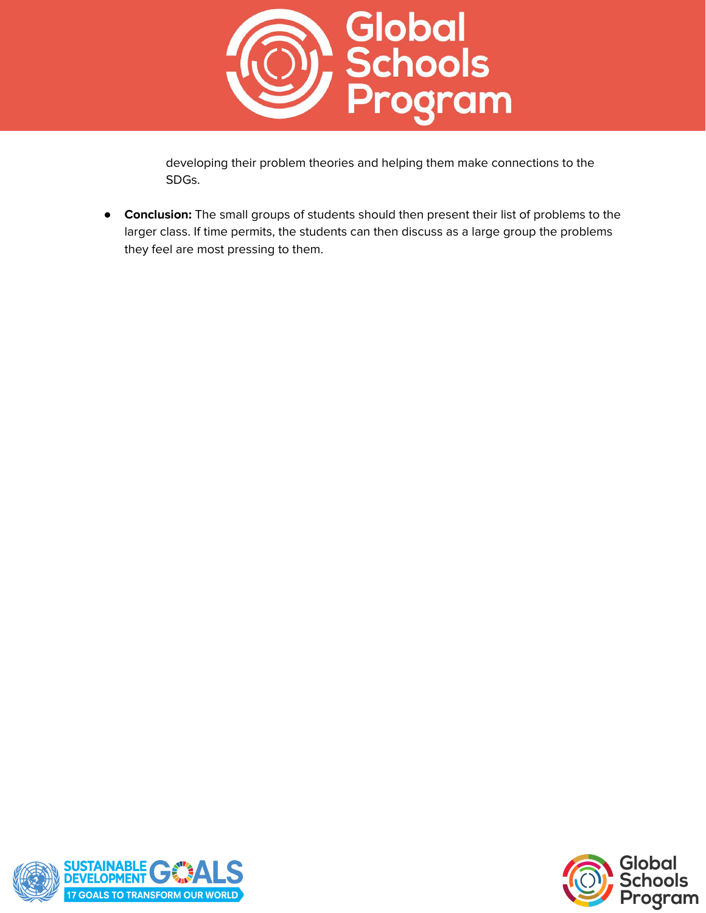developing their problem theories and helping them make connections to the SDGs.

- **Conclusion:** The small groups of students should then present their list of problems to the larger class. If time permits, the students can then discuss as a large group the problems they feel are most pressing to them.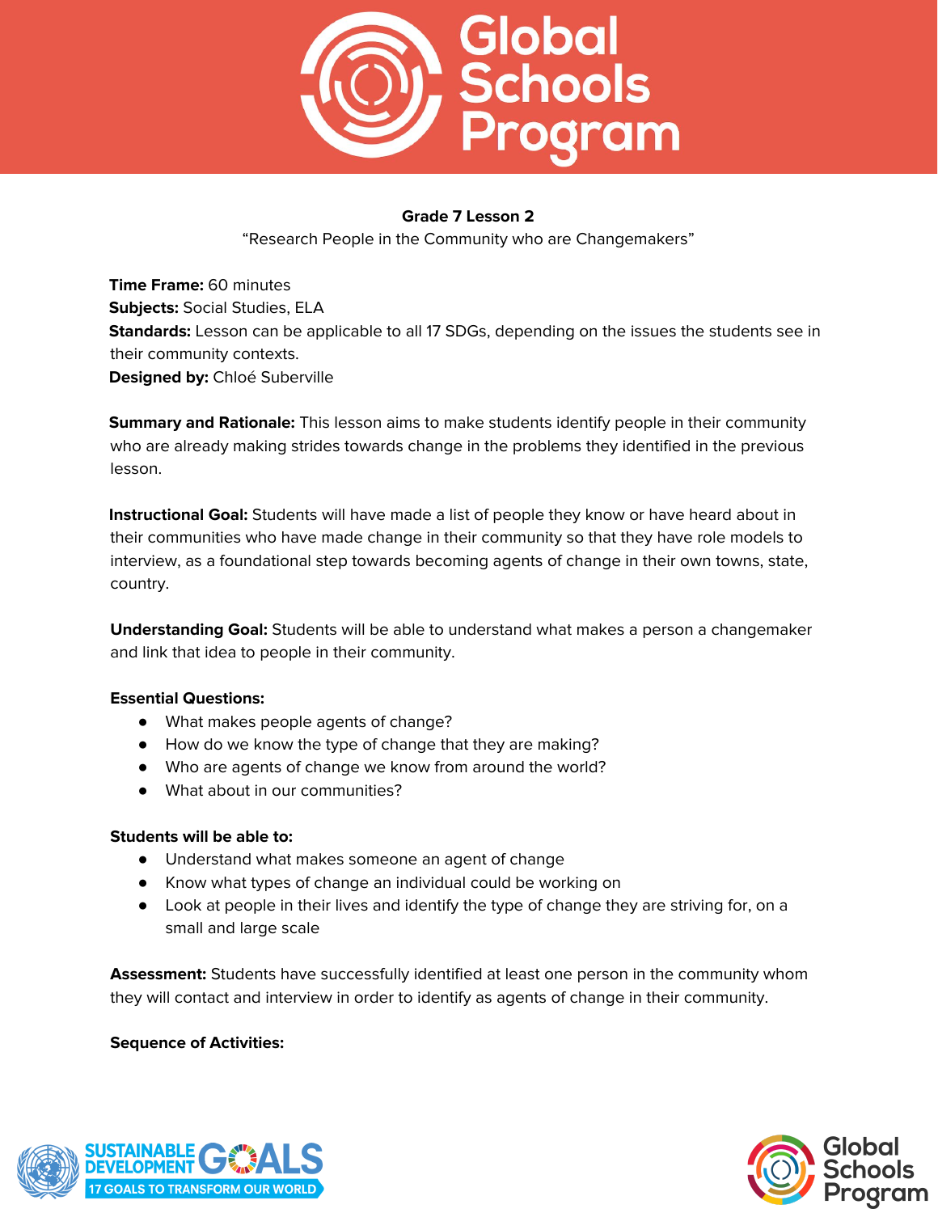**Grade 7 Lesson 2**

"Research People in the Community who are Changemakers"

**Time Frame:** 60 minutes
**Subjects:** Social Studies, ELA
**Standards:** Lesson can be applicable to all 17 SDGs, depending on the issues the students see in their community contexts.
**Designed by:** Chloé Suberville

**Summary and Rationale:** This lesson aims to make students identify people in their community who are already making strides towards change in the problems they identified in the previous lesson.

**Instructional Goal:** Students will have made a list of people they know or have heard about in their communities who have made change in their community so that they have role models to interview, as a foundational step towards becoming agents of change in their own towns, state, country.

**Understanding Goal:** Students will be able to understand what makes a person a changemaker and link that idea to people in their community.

**Essential Questions:**

- What makes people agents of change?
- How do we know the type of change that they are making?
- Who are agents of change we know from around the world?
- What about in our communities?

**Students will be able to:**

- Understand what makes someone an agent of change
- Know what types of change an individual could be working on
- Look at people in their lives and identify the type of change they are striving for, on a small and large scale

**Assessment:** Students have successfully identified at least one person in the community whom they will contact and interview in order to identify as agents of change in their community.

**Sequence of Activities:**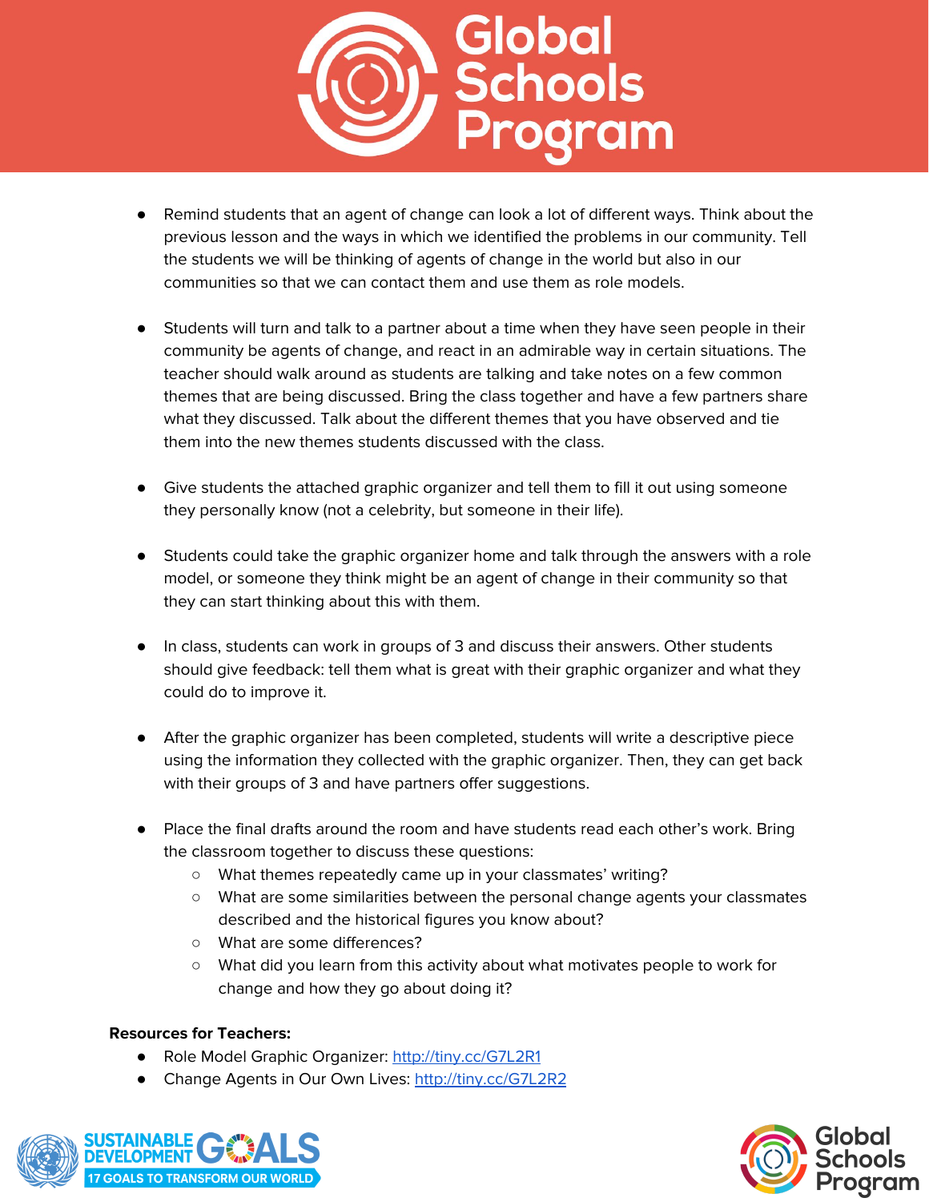- Remind students that an agent of change can look a lot of different ways. Think about the previous lesson and the ways in which we identified the problems in our community. Tell the students we will be thinking of agents of change in the world but also in our communities so that we can contact them and use them as role models.

- Students will turn and talk to a partner about a time when they have seen people in their community be agents of change, and react in an admirable way in certain situations. The teacher should walk around as students are talking and take notes on a few common themes that are being discussed. Bring the class together and have a few partners share what they discussed. Talk about the different themes that you have observed and tie them into the new themes students discussed with the class.

- Give students the attached graphic organizer and tell them to fill it out using someone they personally know (not a celebrity, but someone in their life).

- Students could take the graphic organizer home and talk through the answers with a role model, or someone they think might be an agent of change in their community so that they can start thinking about this with them.

- In class, students can work in groups of 3 and discuss their answers. Other students should give feedback: tell them what is great with their graphic organizer and what they could do to improve it.

- After the graphic organizer has been completed, students will write a descriptive piece using the information they collected with the graphic organizer. Then, they can get back with their groups of 3 and have partners offer suggestions.

- Place the final drafts around the room and have students read each other's work. Bring the classroom together to discuss these questions:
  - What themes repeatedly came up in your classmates' writing?
  - What are some similarities between the personal change agents your classmates described and the historical figures you know about?
  - What are some differences?
  - What did you learn from this activity about what motivates people to work for change and how they go about doing it?

**Resources for Teachers:**

- Role Model Graphic Organizer: http://tiny.cc/G7L2R1
- Change Agents in Our Own Lives: http://tiny.cc/G7L2R2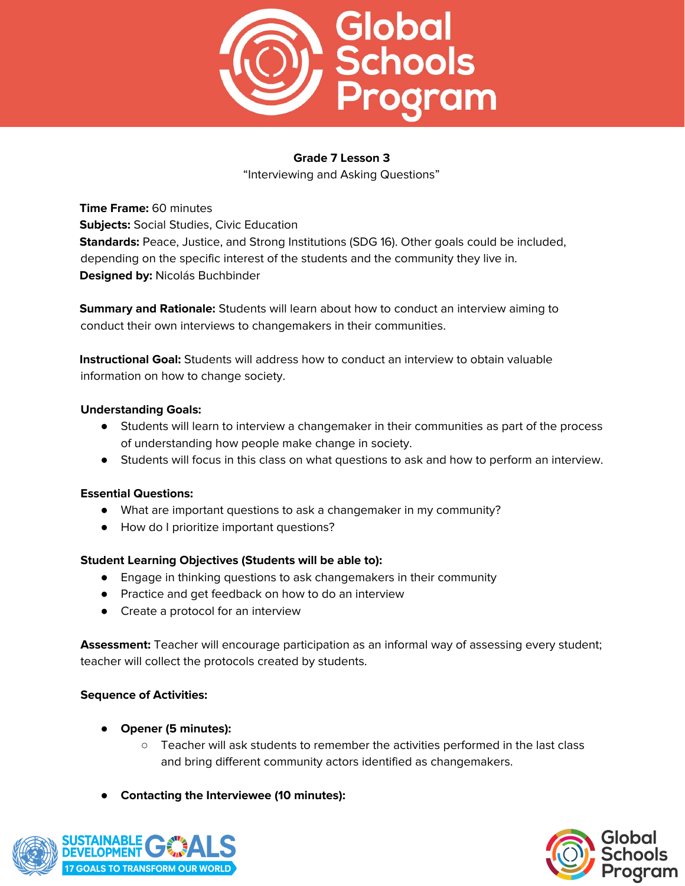**Grade 7 Lesson 3**

"Interviewing and Asking Questions"

**Time Frame:** 60 minutes
**Subjects:** Social Studies, Civic Education
**Standards:** Peace, Justice, and Strong Institutions (SDG 16). Other goals could be included, depending on the specific interest of the students and the community they live in.
**Designed by:** Nicolás Buchbinder

**Summary and Rationale:** Students will learn about how to conduct an interview aiming to conduct their own interviews to changemakers in their communities.

**Instructional Goal:** Students will address how to conduct an interview to obtain valuable information on how to change society.

**Understanding Goals:**

- Students will learn to interview a changemaker in their communities as part of the process of understanding how people make change in society.
- Students will focus in this class on what questions to ask and how to perform an interview.

**Essential Questions:**

- What are important questions to ask a changemaker in my community?
- How do I prioritize important questions?

**Student Learning Objectives (Students will be able to):**

- Engage in thinking questions to ask changemakers in their community
- Practice and get feedback on how to do an interview
- Create a protocol for an interview

**Assessment:** Teacher will encourage participation as an informal way of assessing every student; teacher will collect the protocols created by students.

**Sequence of Activities:**

- **Opener (5 minutes):**
  - Teacher will ask students to remember the activities performed in the last class and bring different community actors identified as changemakers.
- **Contacting the Interviewee (10 minutes):**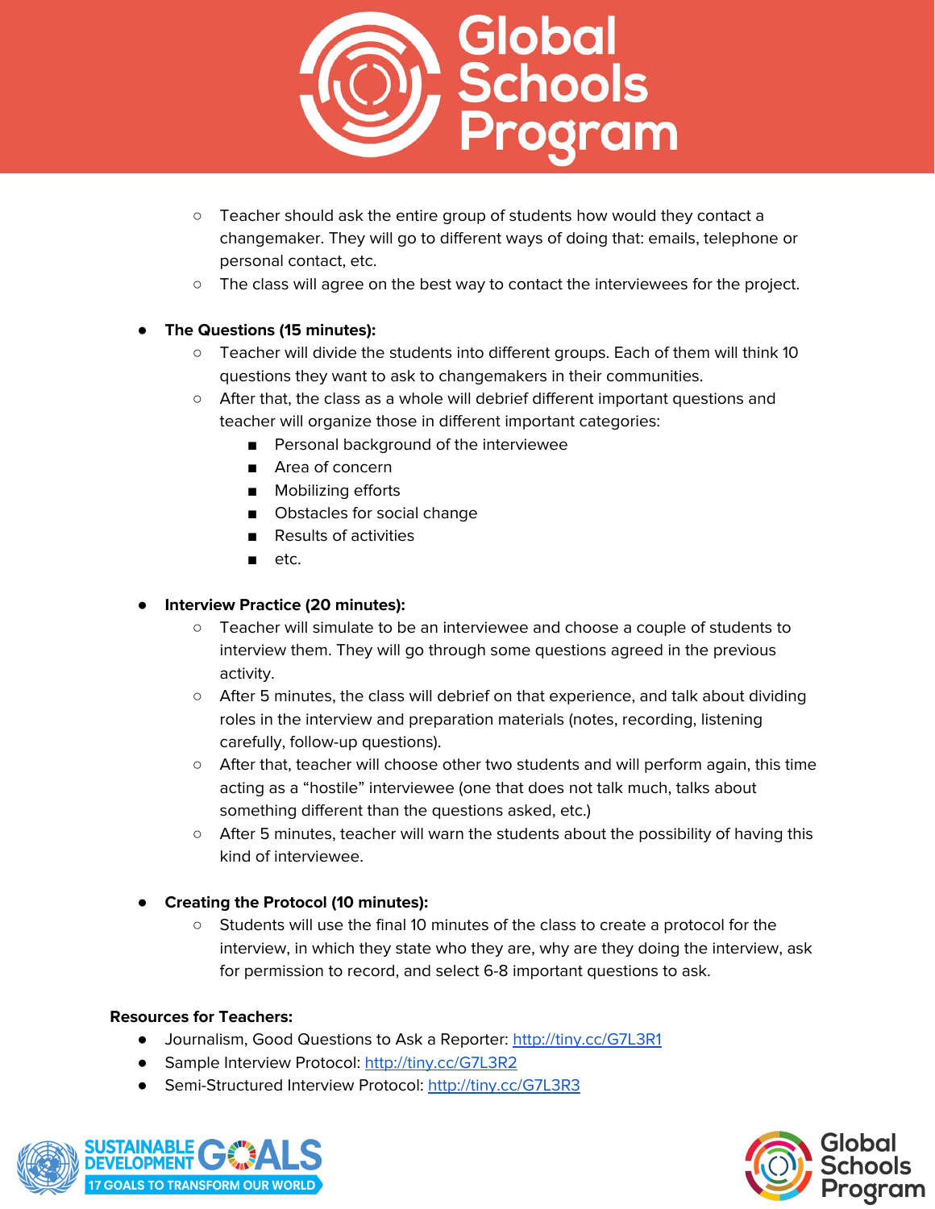- Teacher should ask the entire group of students how would they contact a changemaker. They will go to different ways of doing that: emails, telephone or personal contact, etc.
    - The class will agree on the best way to contact the interviewees for the project.

- **The Questions (15 minutes):**
    - Teacher will divide the students into different groups. Each of them will think 10 questions they want to ask to changemakers in their communities.
    - After that, the class as a whole will debrief different important questions and teacher will organize those in different important categories:
        - Personal background of the interviewee
        - Area of concern
        - Mobilizing efforts
        - Obstacles for social change
        - Results of activities
        - etc.

- **Interview Practice (20 minutes):**
    - Teacher will simulate to be an interviewee and choose a couple of students to interview them. They will go through some questions agreed in the previous activity.
    - After 5 minutes, the class will debrief on that experience, and talk about dividing roles in the interview and preparation materials (notes, recording, listening carefully, follow-up questions).
    - After that, teacher will choose other two students and will perform again, this time acting as a "hostile" interviewee (one that does not talk much, talks about something different than the questions asked, etc.)
    - After 5 minutes, teacher will warn the students about the possibility of having this kind of interviewee.

- **Creating the Protocol (10 minutes):**
    - Students will use the final 10 minutes of the class to create a protocol for the interview, in which they state who they are, why are they doing the interview, ask for permission to record, and select 6-8 important questions to ask.

**Resources for Teachers:**

- Journalism, Good Questions to Ask a Reporter: http://tiny.cc/G7L3R1
- Sample Interview Protocol: http://tiny.cc/G7L3R2
- Semi-Structured Interview Protocol: http://tiny.cc/G7L3R3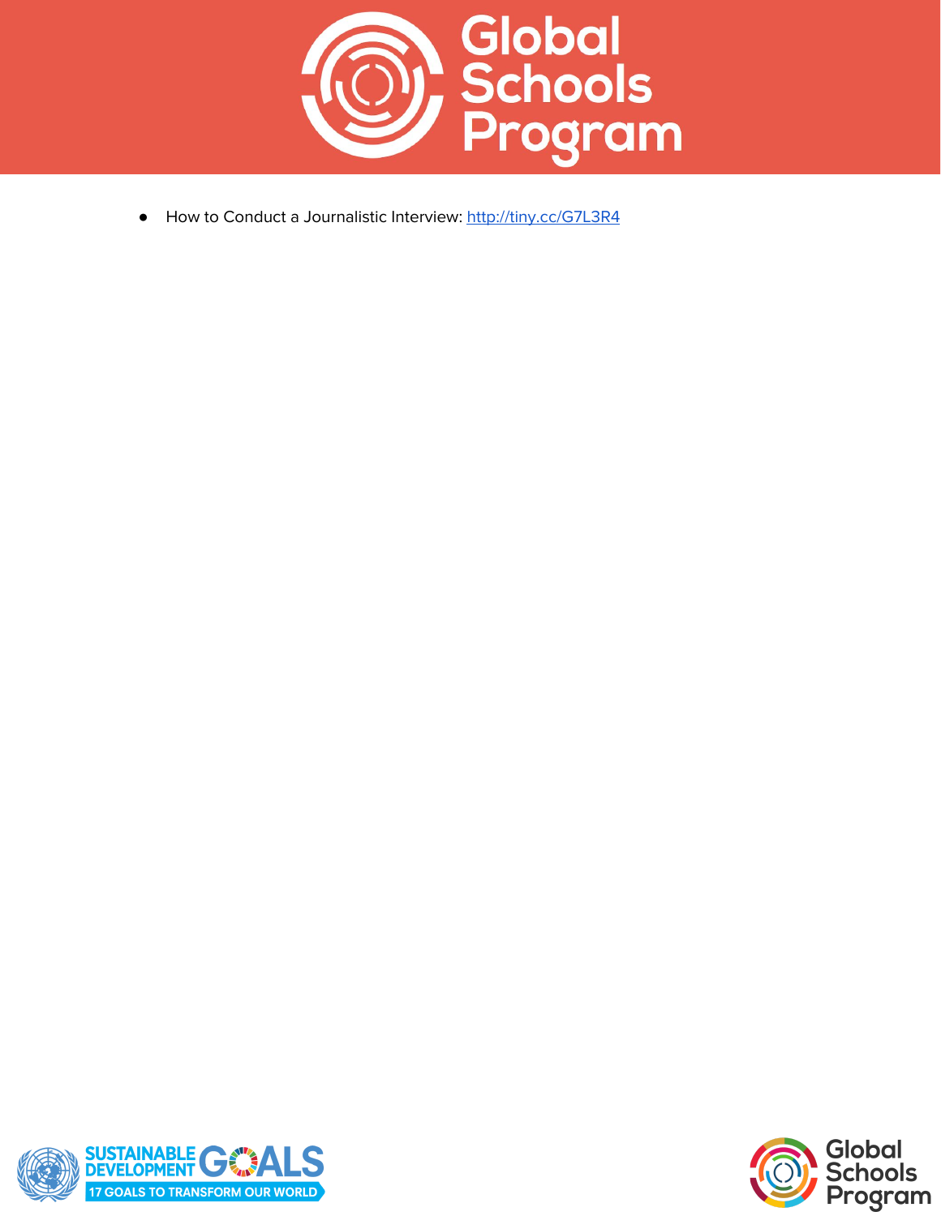- How to Conduct a Journalistic Interview: [http://tiny.cc/G7L3R4](http://tiny.cc/G7L3R4)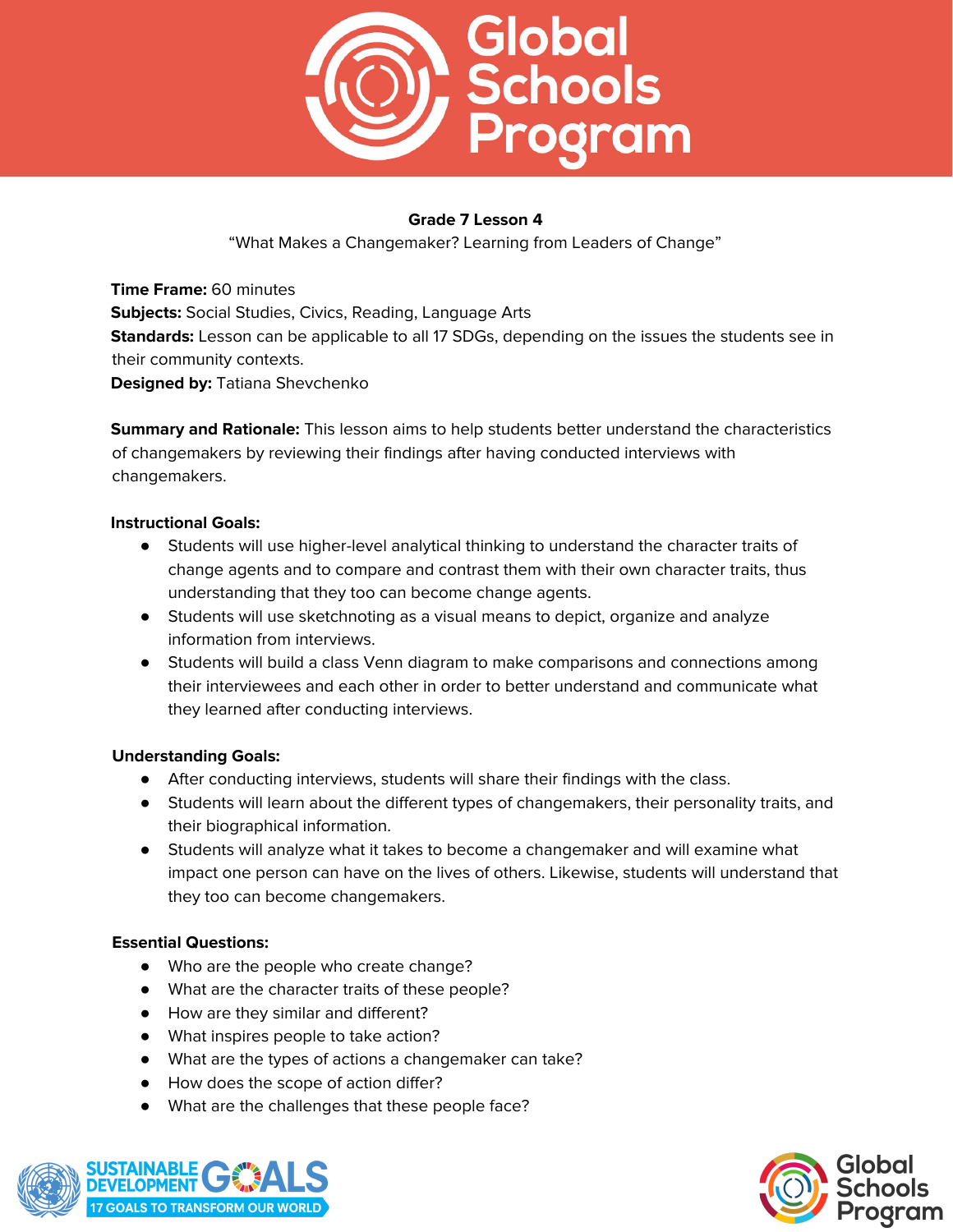**Grade 7 Lesson 4**

"What Makes a Changemaker? Learning from Leaders of Change"

**Time Frame:** 60 minutes
**Subjects:** Social Studies, Civics, Reading, Language Arts
**Standards:** Lesson can be applicable to all 17 SDGs, depending on the issues the students see in their community contexts.
**Designed by:** Tatiana Shevchenko

**Summary and Rationale:** This lesson aims to help students better understand the characteristics of changemakers by reviewing their findings after having conducted interviews with changemakers.

**Instructional Goals:**

- Students will use higher-level analytical thinking to understand the character traits of change agents and to compare and contrast them with their own character traits, thus understanding that they too can become change agents.
- Students will use sketchnoting as a visual means to depict, organize and analyze information from interviews.
- Students will build a class Venn diagram to make comparisons and connections among their interviewees and each other in order to better understand and communicate what they learned after conducting interviews.

**Understanding Goals:**

- After conducting interviews, students will share their findings with the class.
- Students will learn about the different types of changemakers, their personality traits, and their biographical information.
- Students will analyze what it takes to become a changemaker and will examine what impact one person can have on the lives of others. Likewise, students will understand that they too can become changemakers.

**Essential Questions:**

- Who are the people who create change?
- What are the character traits of these people?
- How are they similar and different?
- What inspires people to take action?
- What are the types of actions a changemaker can take?
- How does the scope of action differ?
- What are the challenges that these people face?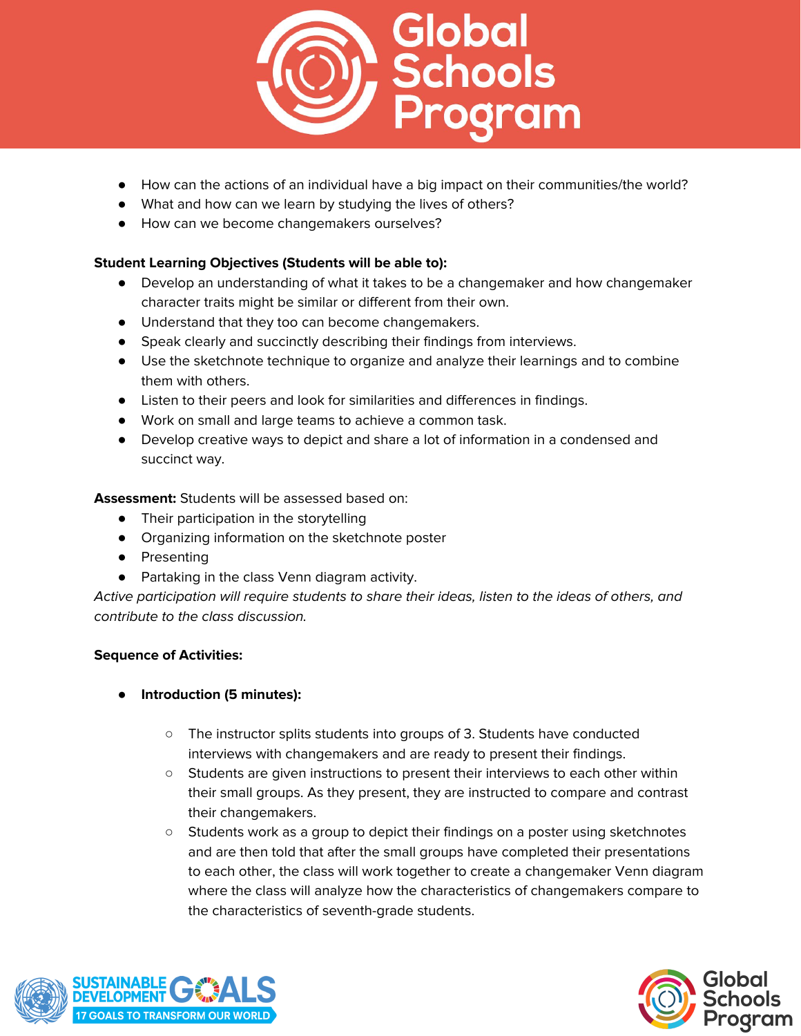- How can the actions of an individual have a big impact on their communities/the world?
- What and how can we learn by studying the lives of others?
- How can we become changemakers ourselves?

**Student Learning Objectives (Students will be able to):**

- Develop an understanding of what it takes to be a changemaker and how changemaker character traits might be similar or different from their own.
- Understand that they too can become changemakers.
- Speak clearly and succinctly describing their findings from interviews.
- Use the sketchnote technique to organize and analyze their learnings and to combine them with others.
- Listen to their peers and look for similarities and differences in findings.
- Work on small and large teams to achieve a common task.
- Develop creative ways to depict and share a lot of information in a condensed and succinct way.

**Assessment:** Students will be assessed based on:

- Their participation in the storytelling
- Organizing information on the sketchnote poster
- Presenting
- Partaking in the class Venn diagram activity.

*Active participation will require students to share their ideas, listen to the ideas of others, and contribute to the class discussion.*

**Sequence of Activities:**

- **Introduction (5 minutes):**
  - The instructor splits students into groups of 3. Students have conducted interviews with changemakers and are ready to present their findings.
  - Students are given instructions to present their interviews to each other within their small groups. As they present, they are instructed to compare and contrast their changemakers.
  - Students work as a group to depict their findings on a poster using sketchnotes and are then told that after the small groups have completed their presentations to each other, the class will work together to create a changemaker Venn diagram where the class will analyze how the characteristics of changemakers compare to the characteristics of seventh-grade students.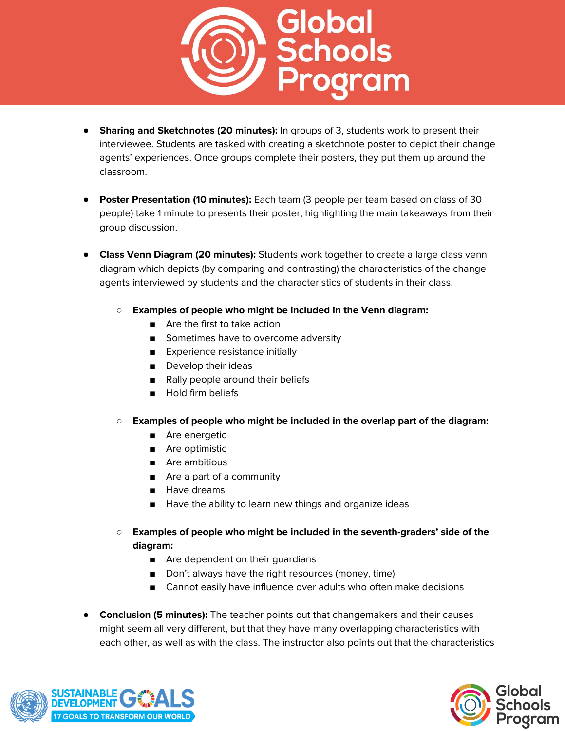- **Sharing and Sketchnotes (20 minutes):** In groups of 3, students work to present their interviewee. Students are tasked with creating a sketchnote poster to depict their change agents' experiences. Once groups complete their posters, they put them up around the classroom.

- **Poster Presentation (10 minutes):** Each team (3 people per team based on class of 30 people) take 1 minute to presents their poster, highlighting the main takeaways from their group discussion.

- **Class Venn Diagram (20 minutes):** Students work together to create a large class venn diagram which depicts (by comparing and contrasting) the characteristics of the change agents interviewed by students and the characteristics of students in their class.
  - **Examples of people who might be included in the Venn diagram:**
    - Are the first to take action
    - Sometimes have to overcome adversity
    - Experience resistance initially
    - Develop their ideas
    - Rally people around their beliefs
    - Hold firm beliefs
  - **Examples of people who might be included in the overlap part of the diagram:**
    - Are energetic
    - Are optimistic
    - Are ambitious
    - Are a part of a community
    - Have dreams
    - Have the ability to learn new things and organize ideas
  - **Examples of people who might be included in the seventh-graders' side of the diagram:**
    - Are dependent on their guardians
    - Don't always have the right resources (money, time)
    - Cannot easily have influence over adults who often make decisions

- **Conclusion (5 minutes):** The teacher points out that changemakers and their causes might seem all very different, but that they have many overlapping characteristics with each other, as well as with the class. The instructor also points out that the characteristics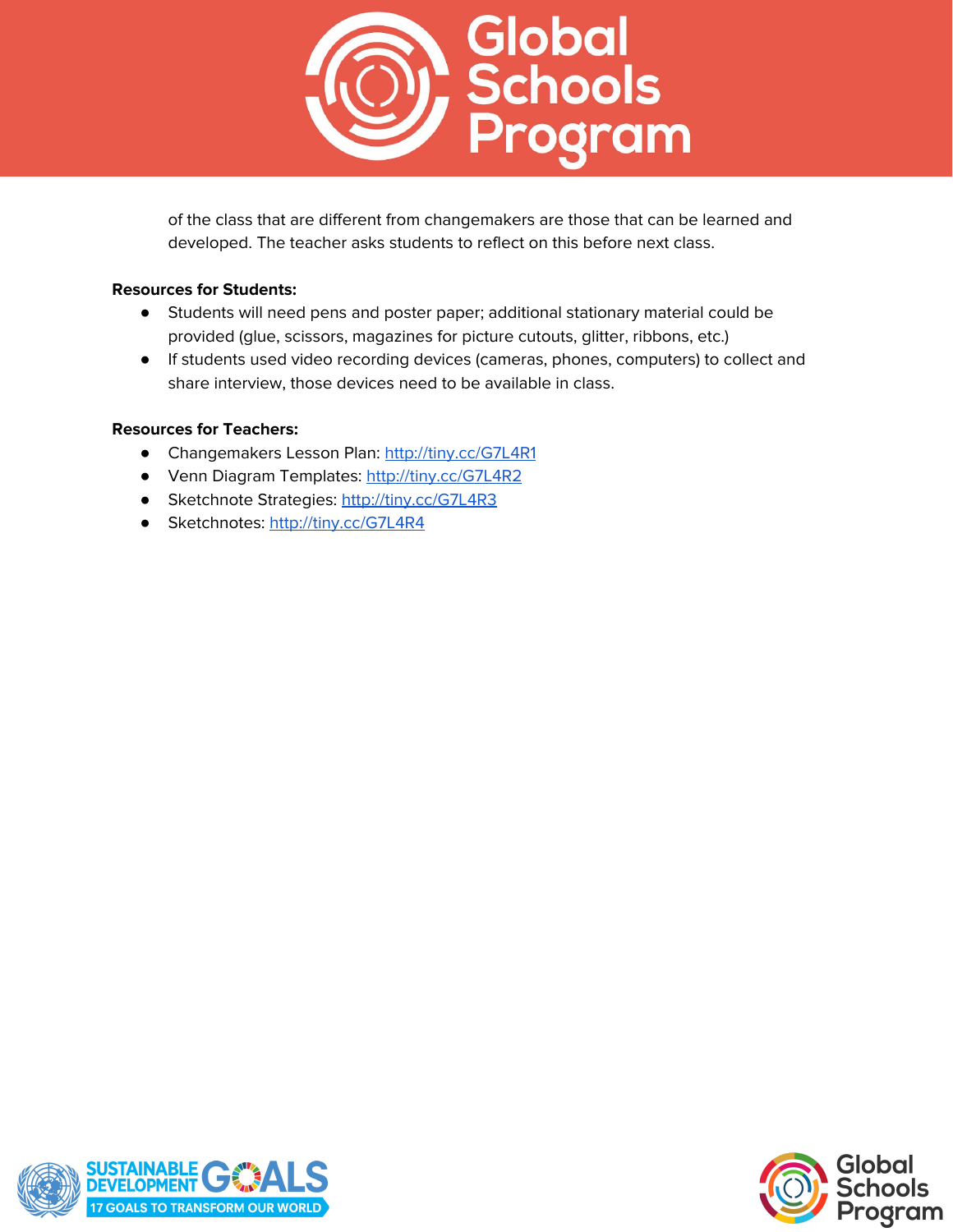of the class that are different from changemakers are those that can be learned and developed. The teacher asks students to reflect on this before next class.

**Resources for Students:**

- Students will need pens and poster paper; additional stationary material could be provided (glue, scissors, magazines for picture cutouts, glitter, ribbons, etc.)
- If students used video recording devices (cameras, phones, computers) to collect and share interview, those devices need to be available in class.

**Resources for Teachers:**

- Changemakers Lesson Plan: http://tiny.cc/G7L4R1
- Venn Diagram Templates: http://tiny.cc/G7L4R2
- Sketchnote Strategies: http://tiny.cc/G7L4R3
- Sketchnotes: http://tiny.cc/G7L4R4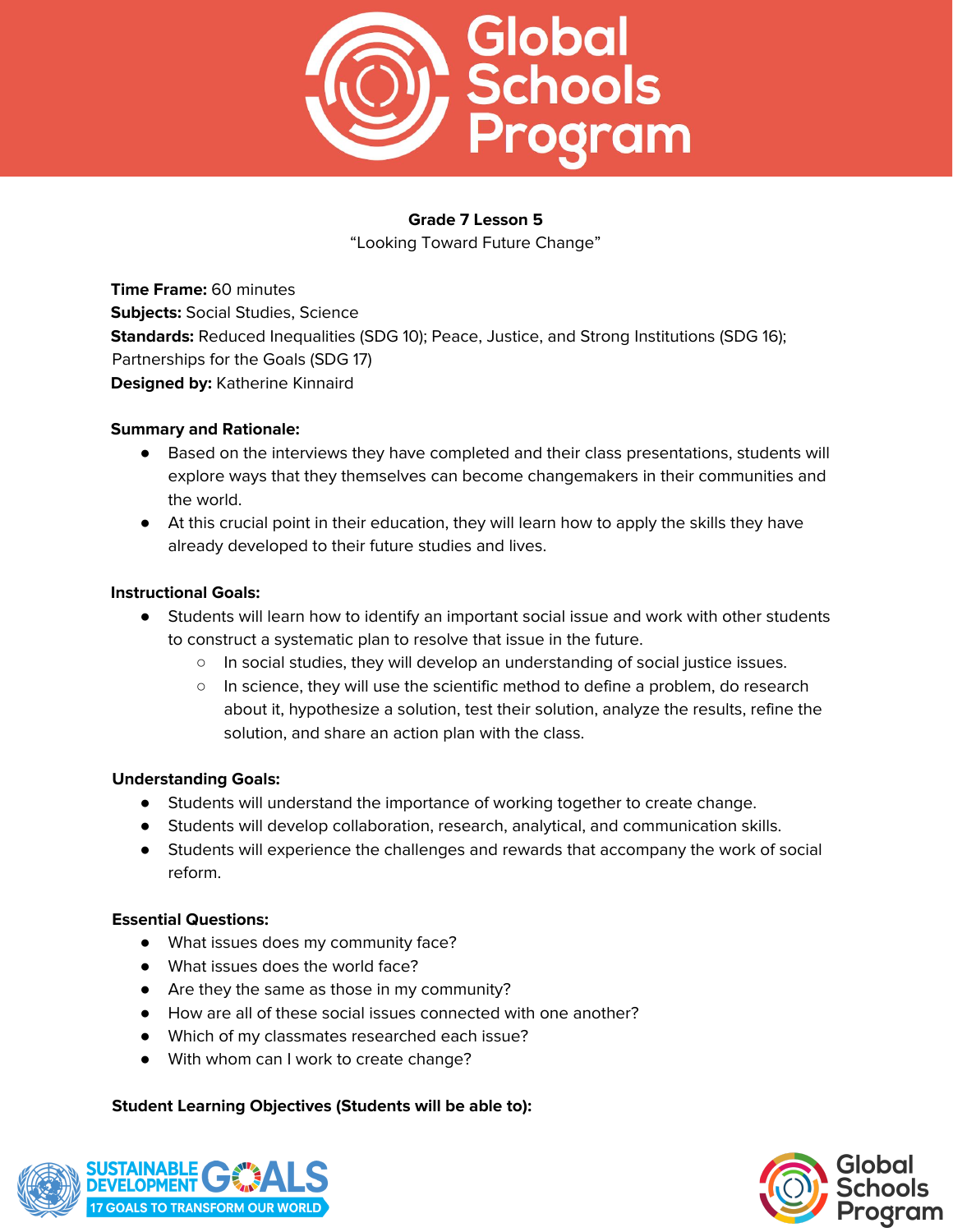**Grade 7 Lesson 5**

"Looking Toward Future Change"

**Time Frame:** 60 minutes
**Subjects:** Social Studies, Science
**Standards:** Reduced Inequalities (SDG 10); Peace, Justice, and Strong Institutions (SDG 16); Partnerships for the Goals (SDG 17)
**Designed by:** Katherine Kinnaird

**Summary and Rationale:**

- Based on the interviews they have completed and their class presentations, students will explore ways that they themselves can become changemakers in their communities and the world.
- At this crucial point in their education, they will learn how to apply the skills they have already developed to their future studies and lives.

**Instructional Goals:**

- Students will learn how to identify an important social issue and work with other students to construct a systematic plan to resolve that issue in the future.
  - In social studies, they will develop an understanding of social justice issues.
  - In science, they will use the scientific method to define a problem, do research about it, hypothesize a solution, test their solution, analyze the results, refine the solution, and share an action plan with the class.

**Understanding Goals:**

- Students will understand the importance of working together to create change.
- Students will develop collaboration, research, analytical, and communication skills.
- Students will experience the challenges and rewards that accompany the work of social reform.

**Essential Questions:**

- What issues does my community face?
- What issues does the world face?
- Are they the same as those in my community?
- How are all of these social issues connected with one another?
- Which of my classmates researched each issue?
- With whom can I work to create change?

**Student Learning Objectives (Students will be able to):**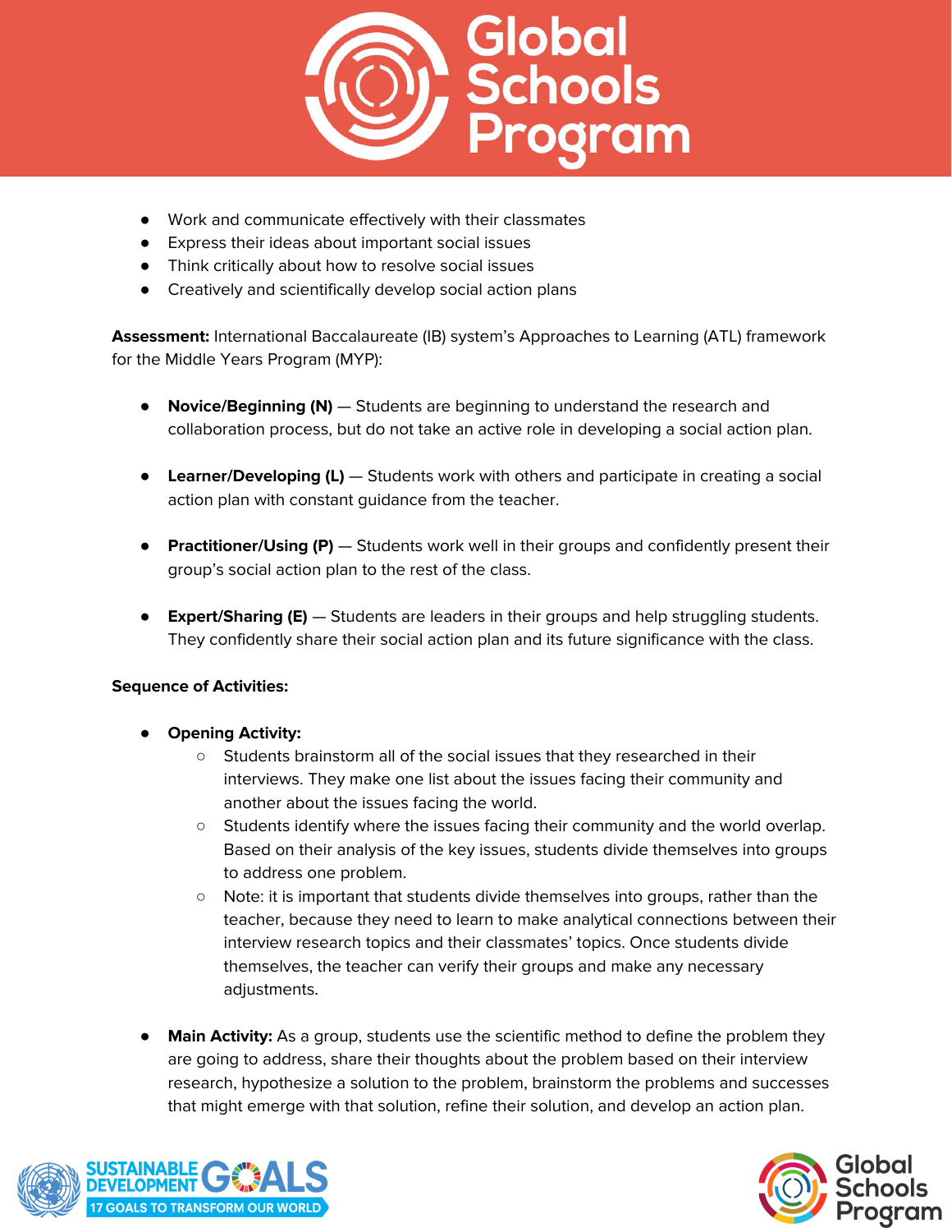- Work and communicate effectively with their classmates
- Express their ideas about important social issues
- Think critically about how to resolve social issues
- Creatively and scientifically develop social action plans

**Assessment:** International Baccalaureate (IB) system's Approaches to Learning (ATL) framework for the Middle Years Program (MYP):

- **Novice/Beginning (N)** — Students are beginning to understand the research and collaboration process, but do not take an active role in developing a social action plan.

- **Learner/Developing (L)** — Students work with others and participate in creating a social action plan with constant guidance from the teacher.

- **Practitioner/Using (P)** — Students work well in their groups and confidently present their group's social action plan to the rest of the class.

- **Expert/Sharing (E)** — Students are leaders in their groups and help struggling students. They confidently share their social action plan and its future significance with the class.

**Sequence of Activities:**

- **Opening Activity:**
  - Students brainstorm all of the social issues that they researched in their interviews. They make one list about the issues facing their community and another about the issues facing the world.
  - Students identify where the issues facing their community and the world overlap. Based on their analysis of the key issues, students divide themselves into groups to address one problem.
  - Note: it is important that students divide themselves into groups, rather than the teacher, because they need to learn to make analytical connections between their interview research topics and their classmates' topics. Once students divide themselves, the teacher can verify their groups and make any necessary adjustments.

- **Main Activity:** As a group, students use the scientific method to define the problem they are going to address, share their thoughts about the problem based on their interview research, hypothesize a solution to the problem, brainstorm the problems and successes that might emerge with that solution, refine their solution, and develop an action plan.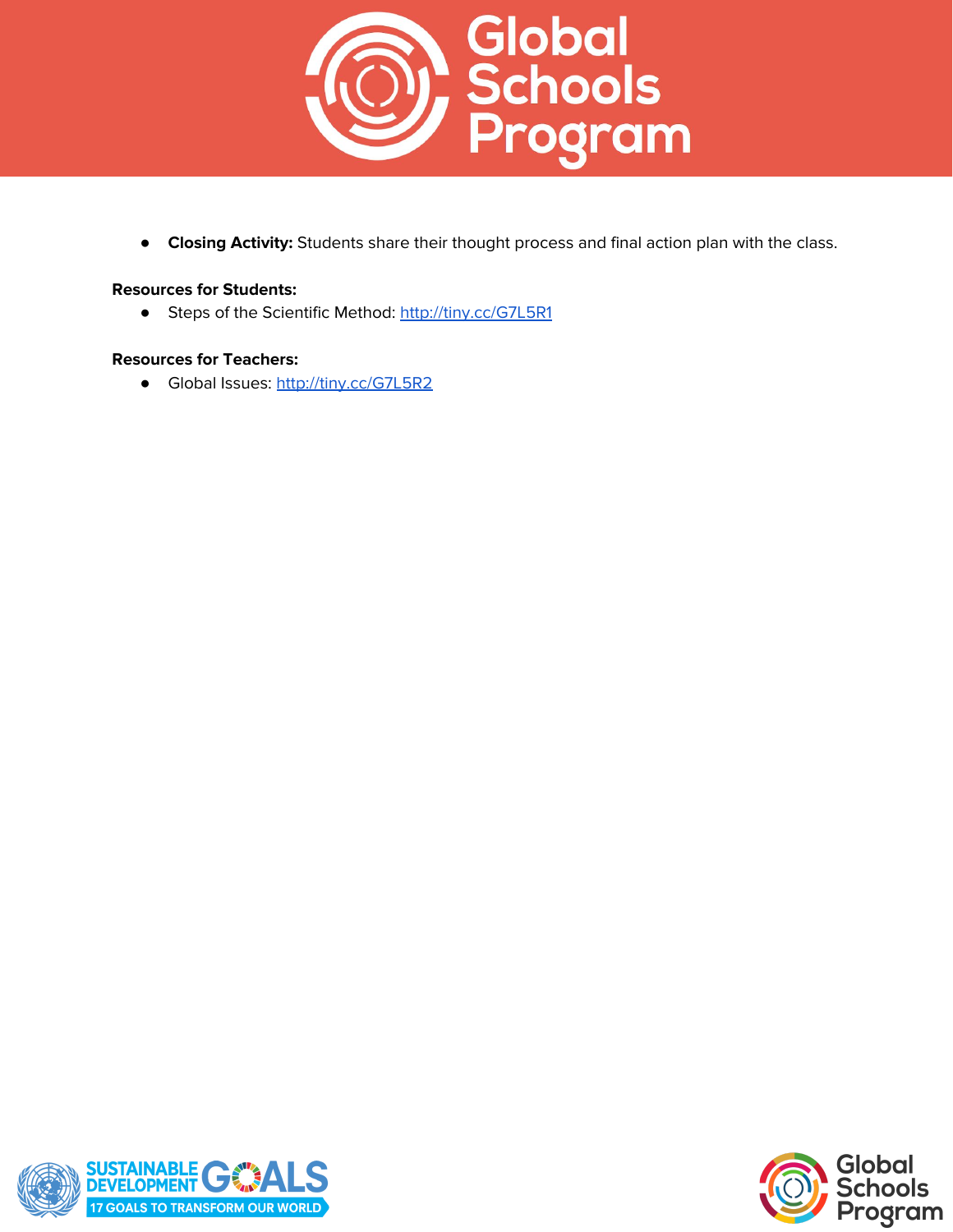- **Closing Activity:** Students share their thought process and final action plan with the class.

**Resources for Students:**

- Steps of the Scientific Method: http://tiny.cc/G7L5R1

**Resources for Teachers:**

- Global Issues: http://tiny.cc/G7L5R2